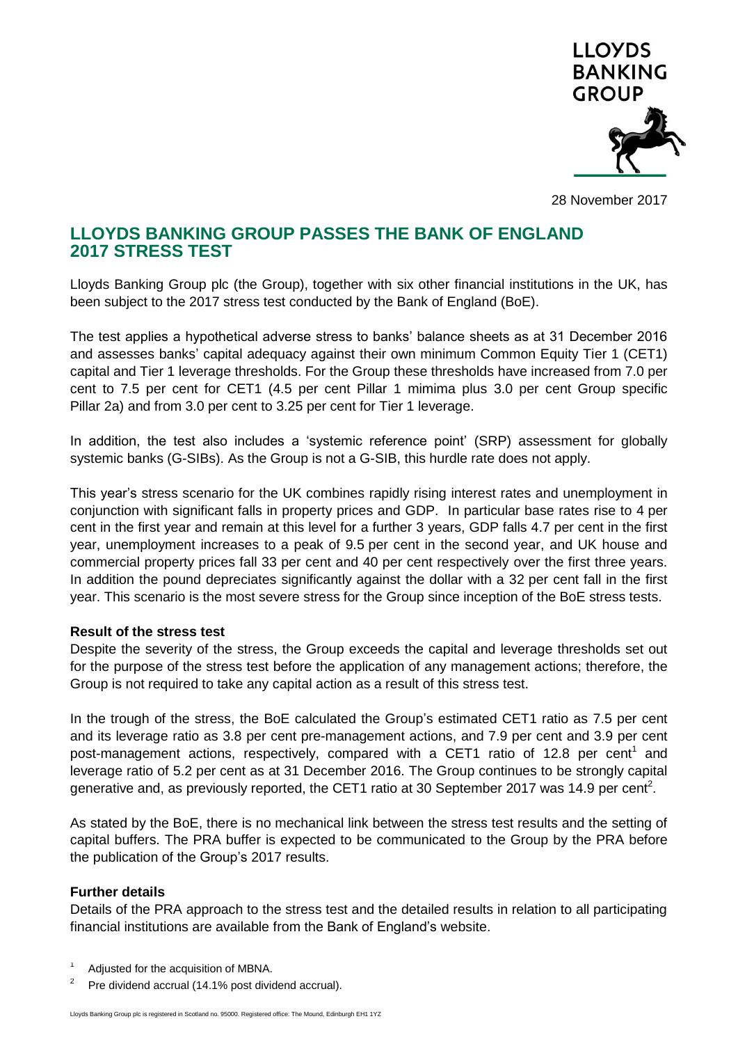LLOYDS BANKING GROUP

28 November 2017

# LLOYDS BANKING GROUP PASSES THE BANK OF ENGLAND 2017 STRESS TEST

Lloyds Banking Group plc (the Group), together with six other financial institutions in the UK, has been subject to the 2017 stress test conducted by the Bank of England (BoE).

The test applies a hypothetical adverse stress to banks' balance sheets as at 31 December 2016 and assesses banks' capital adequacy against their own minimum Common Equity Tier 1 (CET1) capital and Tier 1 leverage thresholds. For the Group these thresholds have increased from 7.0 per cent to 7.5 per cent for CET1 (4.5 per cent Pillar 1 mimima plus 3.0 per cent Group specific Pillar 2a) and from 3.0 per cent to 3.25 per cent for Tier 1 leverage.

In addition, the test also includes a 'systemic reference point' (SRP) assessment for globally systemic banks (G-SIBs). As the Group is not a G-SIB, this hurdle rate does not apply.

This year's stress scenario for the UK combines rapidly rising interest rates and unemployment in conjunction with significant falls in property prices and GDP. In particular base rates rise to 4 per cent in the first year and remain at this level for a further 3 years, GDP falls 4.7 per cent in the first year, unemployment increases to a peak of 9.5 per cent in the second year, and UK house and commercial property prices fall 33 per cent and 40 per cent respectively over the first three years. In addition the pound depreciates significantly against the dollar with a 32 per cent fall in the first year. This scenario is the most severe stress for the Group since inception of the BoE stress tests.

**Result of the stress test**

Despite the severity of the stress, the Group exceeds the capital and leverage thresholds set out for the purpose of the stress test before the application of any management actions; therefore, the Group is not required to take any capital action as a result of this stress test.

In the trough of the stress, the BoE calculated the Group's estimated CET1 ratio as 7.5 per cent and its leverage ratio as 3.8 per cent pre-management actions, and 7.9 per cent and 3.9 per cent post-management actions, respectively, compared with a CET1 ratio of 12.8 per cent[1] and leverage ratio of 5.2 per cent as at 31 December 2016. The Group continues to be strongly capital generative and, as previously reported, the CET1 ratio at 30 September 2017 was 14.9 per cent[2].

As stated by the BoE, there is no mechanical link between the stress test results and the setting of capital buffers. The PRA buffer is expected to be communicated to the Group by the PRA before the publication of the Group's 2017 results.

**Further details**

Details of the PRA approach to the stress test and the detailed results in relation to all participating financial institutions are available from the Bank of England's website.

[1] Adjusted for the acquisition of MBNA.

[2] Pre dividend accrual (14.1% post dividend accrual).

Lloyds Banking Group plc is registered in Scotland no. 95000. Registered office: The Mound, Edinburgh EH1 1YZ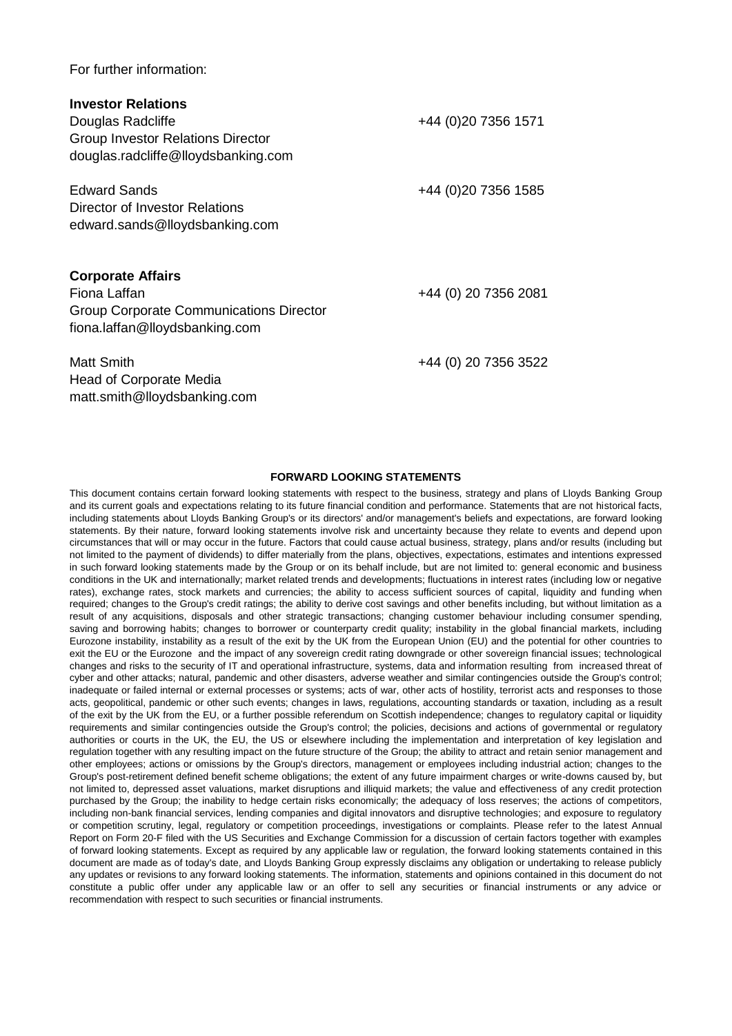For further information:

**Investor Relations**

Douglas Radcliffe — +44 (0)20 7356 1571
Group Investor Relations Director
douglas.radcliffe@lloydsbanking.com

Edward Sands — +44 (0)20 7356 1585
Director of Investor Relations
edward.sands@lloydsbanking.com

**Corporate Affairs**

Fiona Laffan — +44 (0) 20 7356 2081
Group Corporate Communications Director
fiona.laffan@lloydsbanking.com

Matt Smith — +44 (0) 20 7356 3522
Head of Corporate Media
matt.smith@lloydsbanking.com

**FORWARD LOOKING STATEMENTS**

This document contains certain forward looking statements with respect to the business, strategy and plans of Lloyds Banking Group and its current goals and expectations relating to its future financial condition and performance. Statements that are not historical facts, including statements about Lloyds Banking Group's or its directors' and/or management's beliefs and expectations, are forward looking statements. By their nature, forward looking statements involve risk and uncertainty because they relate to events and depend upon circumstances that will or may occur in the future. Factors that could cause actual business, strategy, plans and/or results (including but not limited to the payment of dividends) to differ materially from the plans, objectives, expectations, estimates and intentions expressed in such forward looking statements made by the Group or on its behalf include, but are not limited to: general economic and business conditions in the UK and internationally; market related trends and developments; fluctuations in interest rates (including low or negative rates), exchange rates, stock markets and currencies; the ability to access sufficient sources of capital, liquidity and funding when required; changes to the Group's credit ratings; the ability to derive cost savings and other benefits including, but without limitation as a result of any acquisitions, disposals and other strategic transactions; changing customer behaviour including consumer spending, saving and borrowing habits; changes to borrower or counterparty credit quality; instability in the global financial markets, including Eurozone instability, instability as a result of the exit by the UK from the European Union (EU) and the potential for other countries to exit the EU or the Eurozone and the impact of any sovereign credit rating downgrade or other sovereign financial issues; technological changes and risks to the security of IT and operational infrastructure, systems, data and information resulting from increased threat of cyber and other attacks; natural, pandemic and other disasters, adverse weather and similar contingencies outside the Group's control; inadequate or failed internal or external processes or systems; acts of war, other acts of hostility, terrorist acts and responses to those acts, geopolitical, pandemic or other such events; changes in laws, regulations, accounting standards or taxation, including as a result of the exit by the UK from the EU, or a further possible referendum on Scottish independence; changes to regulatory capital or liquidity requirements and similar contingencies outside the Group's control; the policies, decisions and actions of governmental or regulatory authorities or courts in the UK, the EU, the US or elsewhere including the implementation and interpretation of key legislation and regulation together with any resulting impact on the future structure of the Group; the ability to attract and retain senior management and other employees; actions or omissions by the Group's directors, management or employees including industrial action; changes to the Group's post-retirement defined benefit scheme obligations; the extent of any future impairment charges or write-downs caused by, but not limited to, depressed asset valuations, market disruptions and illiquid markets; the value and effectiveness of any credit protection purchased by the Group; the inability to hedge certain risks economically; the adequacy of loss reserves; the actions of competitors, including non-bank financial services, lending companies and digital innovators and disruptive technologies; and exposure to regulatory or competition scrutiny, legal, regulatory or competition proceedings, investigations or complaints. Please refer to the latest Annual Report on Form 20-F filed with the US Securities and Exchange Commission for a discussion of certain factors together with examples of forward looking statements. Except as required by any applicable law or regulation, the forward looking statements contained in this document are made as of today's date, and Lloyds Banking Group expressly disclaims any obligation or undertaking to release publicly any updates or revisions to any forward looking statements. The information, statements and opinions contained in this document do not constitute a public offer under any applicable law or an offer to sell any securities or financial instruments or any advice or recommendation with respect to such securities or financial instruments.